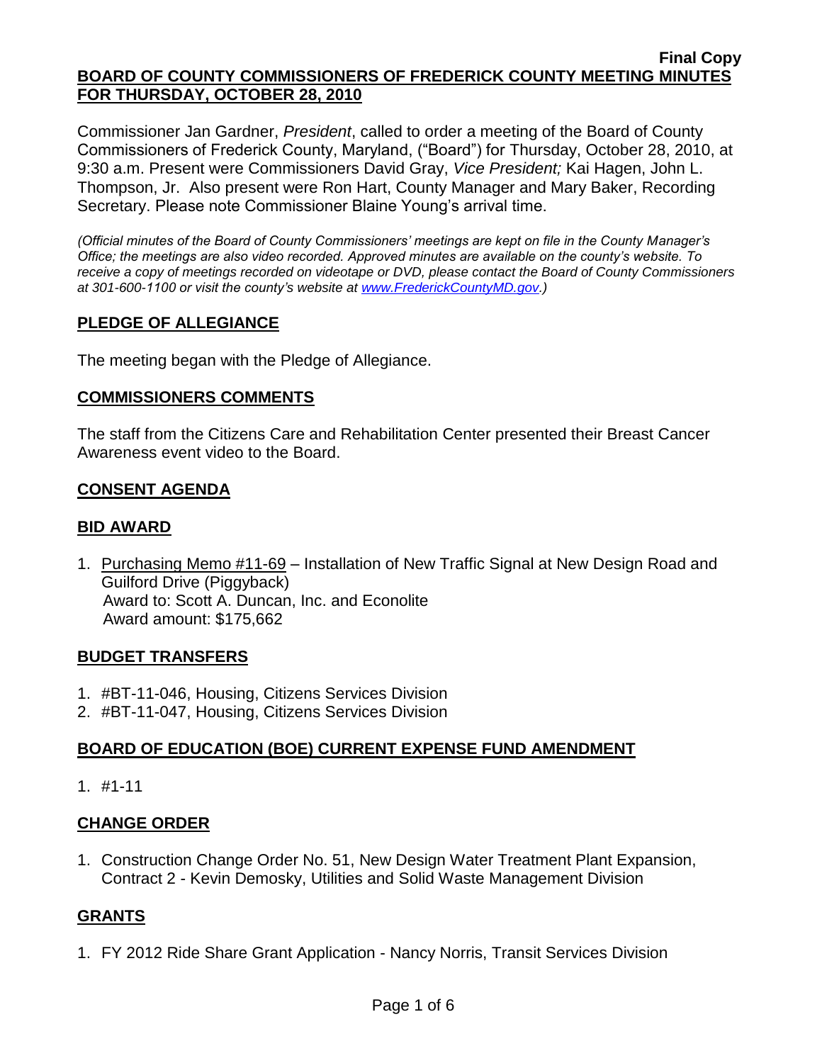**Final Copy**

# BOARD OF COUNTY COMMISSIONERS OF FREDERICK COUNTY MEETING MINUTES FOR THURSDAY, OCTOBER 28, 2010

Commissioner Jan Gardner, *President*, called to order a meeting of the Board of County Commissioners of Frederick County, Maryland, ("Board") for Thursday, October 28, 2010, at 9:30 a.m. Present were Commissioners David Gray, *Vice President;* Kai Hagen, John L. Thompson, Jr. Also present were Ron Hart, County Manager and Mary Baker, Recording Secretary. Please note Commissioner Blaine Young's arrival time.

*(Official minutes of the Board of County Commissioners' meetings are kept on file in the County Manager's Office; the meetings are also video recorded. Approved minutes are available on the county's website. To receive a copy of meetings recorded on videotape or DVD, please contact the Board of County Commissioners at 301-600-1100 or visit the county's website at www.FrederickCountyMD.gov.)*

## PLEDGE OF ALLEGIANCE

The meeting began with the Pledge of Allegiance.

## COMMISSIONERS COMMENTS

The staff from the Citizens Care and Rehabilitation Center presented their Breast Cancer Awareness event video to the Board.

## CONSENT AGENDA

## BID AWARD

1. Purchasing Memo #11-69 – Installation of New Traffic Signal at New Design Road and Guilford Drive (Piggyback)
   Award to: Scott A. Duncan, Inc. and Econolite
   Award amount: $175,662

## BUDGET TRANSFERS

1. #BT-11-046, Housing, Citizens Services Division
2. #BT-11-047, Housing, Citizens Services Division

## BOARD OF EDUCATION (BOE) CURRENT EXPENSE FUND AMENDMENT

1. #1-11

## CHANGE ORDER

1. Construction Change Order No. 51, New Design Water Treatment Plant Expansion, Contract 2 - Kevin Demosky, Utilities and Solid Waste Management Division

## GRANTS

1. FY 2012 Ride Share Grant Application - Nancy Norris, Transit Services Division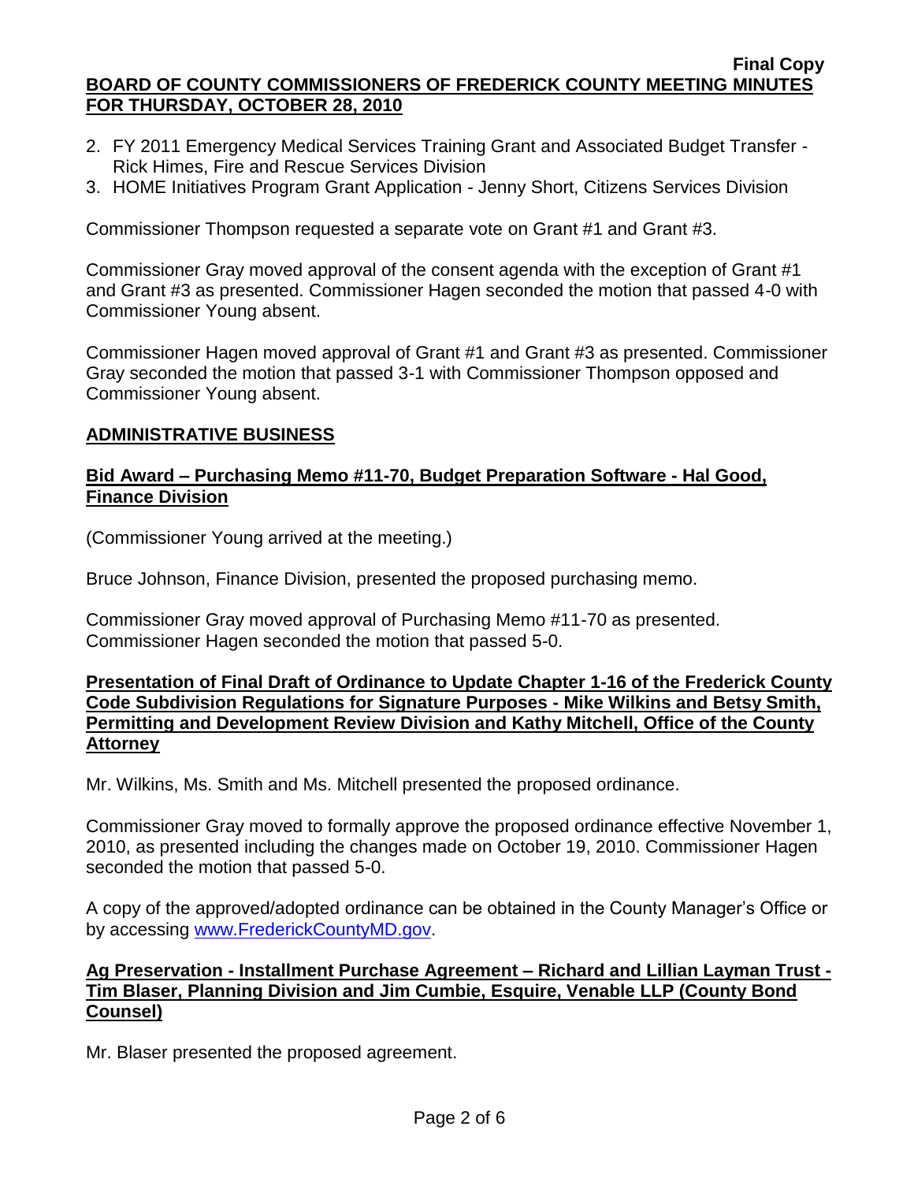2. FY 2011 Emergency Medical Services Training Grant and Associated Budget Transfer - Rick Himes, Fire and Rescue Services Division
3. HOME Initiatives Program Grant Application - Jenny Short, Citizens Services Division

Commissioner Thompson requested a separate vote on Grant #1 and Grant #3.

Commissioner Gray moved approval of the consent agenda with the exception of Grant #1 and Grant #3 as presented. Commissioner Hagen seconded the motion that passed 4-0 with Commissioner Young absent.

Commissioner Hagen moved approval of Grant #1 and Grant #3 as presented. Commissioner Gray seconded the motion that passed 3-1 with Commissioner Thompson opposed and Commissioner Young absent.

## ADMINISTRATIVE BUSINESS

### Bid Award – Purchasing Memo #11-70, Budget Preparation Software - Hal Good, Finance Division

(Commissioner Young arrived at the meeting.)

Bruce Johnson, Finance Division, presented the proposed purchasing memo.

Commissioner Gray moved approval of Purchasing Memo #11-70 as presented. Commissioner Hagen seconded the motion that passed 5-0.

### Presentation of Final Draft of Ordinance to Update Chapter 1-16 of the Frederick County Code Subdivision Regulations for Signature Purposes - Mike Wilkins and Betsy Smith, Permitting and Development Review Division and Kathy Mitchell, Office of the County Attorney

Mr. Wilkins, Ms. Smith and Ms. Mitchell presented the proposed ordinance.

Commissioner Gray moved to formally approve the proposed ordinance effective November 1, 2010, as presented including the changes made on October 19, 2010. Commissioner Hagen seconded the motion that passed 5-0.

A copy of the approved/adopted ordinance can be obtained in the County Manager's Office or by accessing www.FrederickCountyMD.gov.

### Ag Preservation - Installment Purchase Agreement – Richard and Lillian Layman Trust - Tim Blaser, Planning Division and Jim Cumbie, Esquire, Venable LLP (County Bond Counsel)

Mr. Blaser presented the proposed agreement.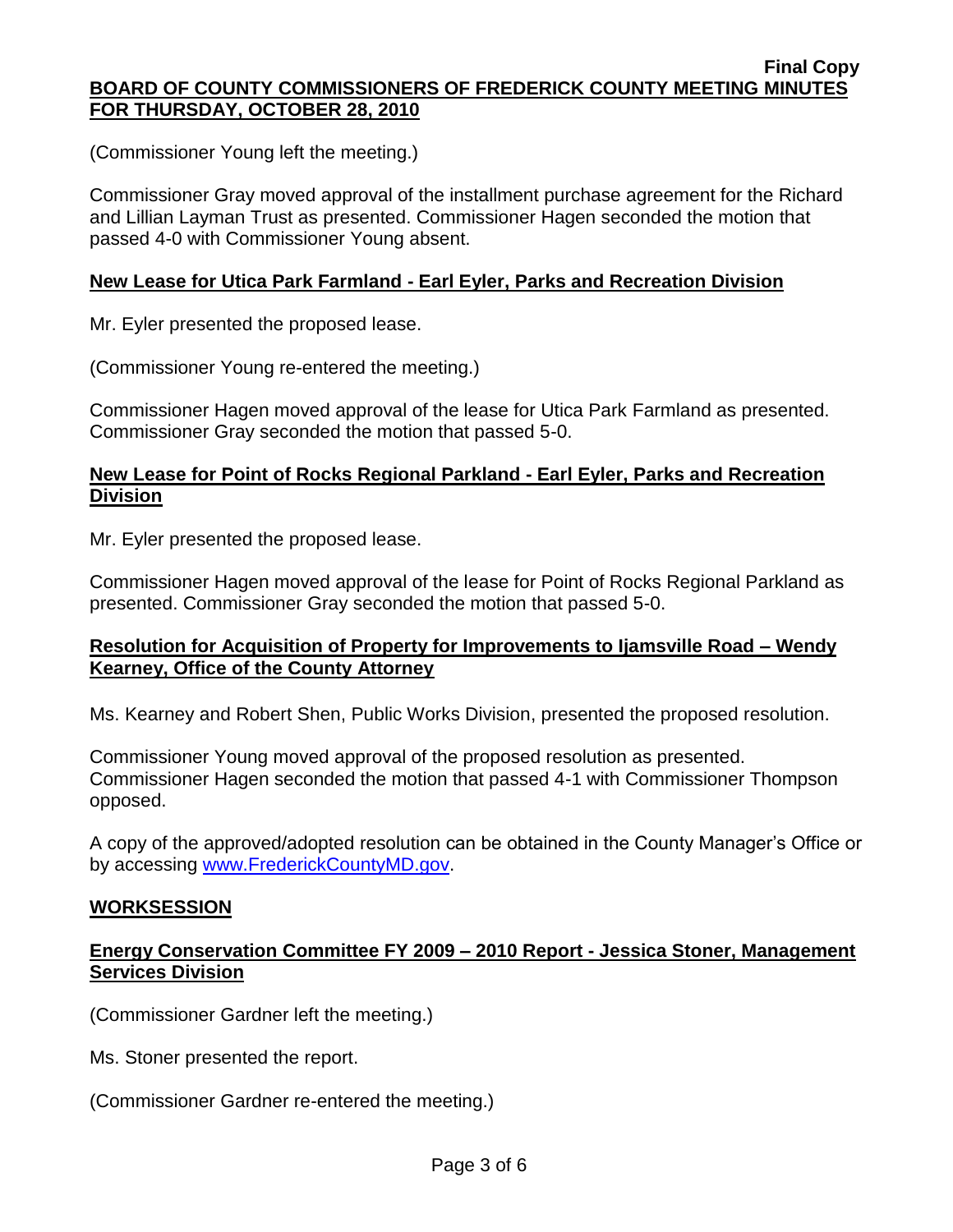(Commissioner Young left the meeting.)

Commissioner Gray moved approval of the installment purchase agreement for the Richard and Lillian Layman Trust as presented. Commissioner Hagen seconded the motion that passed 4-0 with Commissioner Young absent.

**New Lease for Utica Park Farmland - Earl Eyler, Parks and Recreation Division**

Mr. Eyler presented the proposed lease.

(Commissioner Young re-entered the meeting.)

Commissioner Hagen moved approval of the lease for Utica Park Farmland as presented. Commissioner Gray seconded the motion that passed 5-0.

**New Lease for Point of Rocks Regional Parkland - Earl Eyler, Parks and Recreation Division**

Mr. Eyler presented the proposed lease.

Commissioner Hagen moved approval of the lease for Point of Rocks Regional Parkland as presented. Commissioner Gray seconded the motion that passed 5-0.

**Resolution for Acquisition of Property for Improvements to Ijamsville Road – Wendy Kearney, Office of the County Attorney**

Ms. Kearney and Robert Shen, Public Works Division, presented the proposed resolution.

Commissioner Young moved approval of the proposed resolution as presented. Commissioner Hagen seconded the motion that passed 4-1 with Commissioner Thompson opposed.

A copy of the approved/adopted resolution can be obtained in the County Manager's Office or by accessing www.FrederickCountyMD.gov.

**WORKSESSION**

**Energy Conservation Committee FY 2009 – 2010 Report - Jessica Stoner, Management Services Division**

(Commissioner Gardner left the meeting.)

Ms. Stoner presented the report.

(Commissioner Gardner re-entered the meeting.)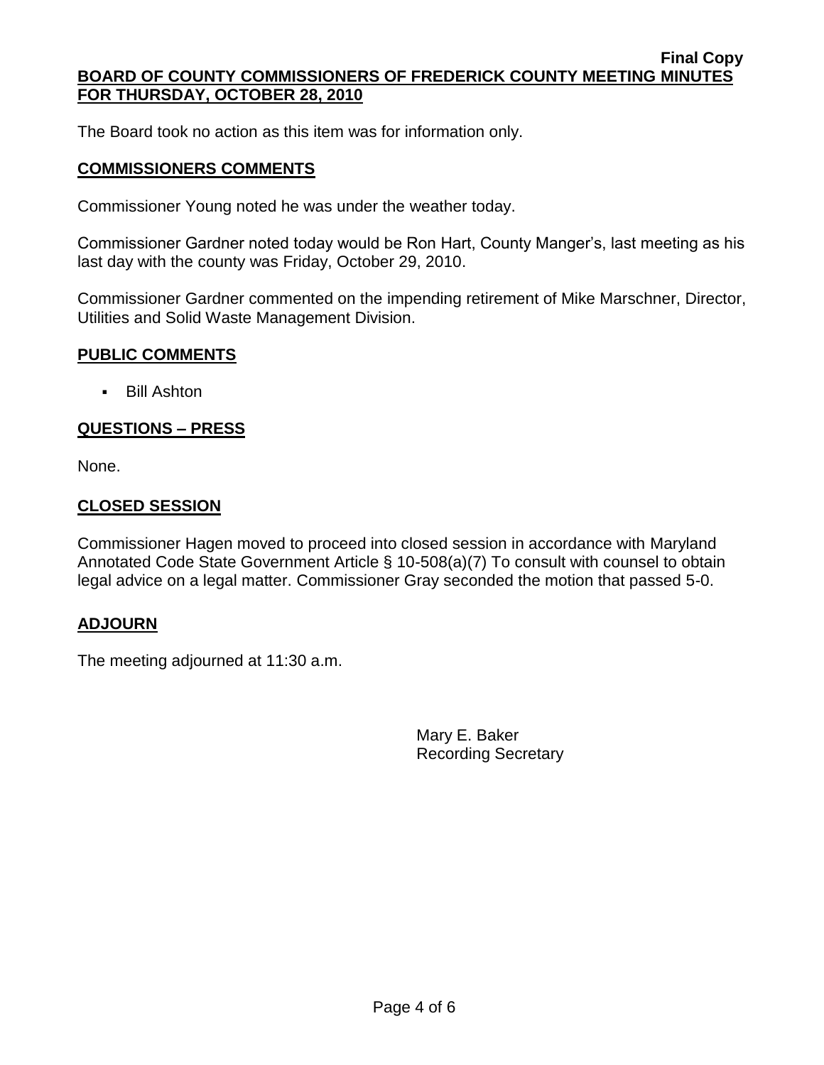The Board took no action as this item was for information only.

## COMMISSIONERS COMMENTS

Commissioner Young noted he was under the weather today.

Commissioner Gardner noted today would be Ron Hart, County Manger's, last meeting as his last day with the county was Friday, October 29, 2010.

Commissioner Gardner commented on the impending retirement of Mike Marschner, Director, Utilities and Solid Waste Management Division.

## PUBLIC COMMENTS

- Bill Ashton

## QUESTIONS – PRESS

None.

## CLOSED SESSION

Commissioner Hagen moved to proceed into closed session in accordance with Maryland Annotated Code State Government Article § 10-508(a)(7) To consult with counsel to obtain legal advice on a legal matter. Commissioner Gray seconded the motion that passed 5-0.

## ADJOURN

The meeting adjourned at 11:30 a.m.

Mary E. Baker
Recording Secretary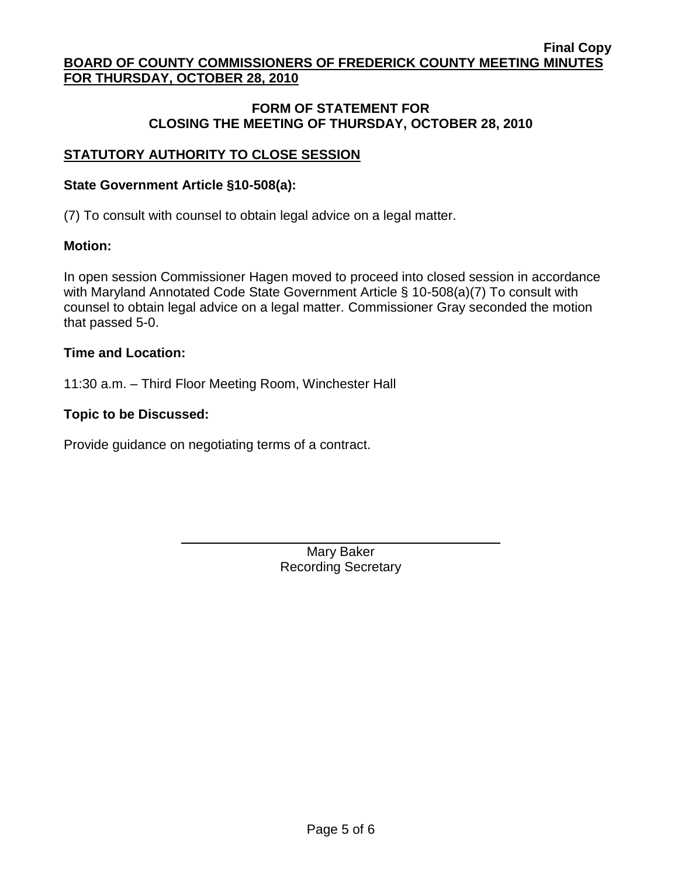**Final Copy**

**BOARD OF COUNTY COMMISSIONERS OF FREDERICK COUNTY MEETING MINUTES FOR THURSDAY, OCTOBER 28, 2010**

## FORM OF STATEMENT FOR CLOSING THE MEETING OF THURSDAY, OCTOBER 28, 2010

### STATUTORY AUTHORITY TO CLOSE SESSION

**State Government Article §10-508(a):**

(7) To consult with counsel to obtain legal advice on a legal matter.

**Motion:**

In open session Commissioner Hagen moved to proceed into closed session in accordance with Maryland Annotated Code State Government Article § 10-508(a)(7) To consult with counsel to obtain legal advice on a legal matter. Commissioner Gray seconded the motion that passed 5-0.

**Time and Location:**

11:30 a.m. – Third Floor Meeting Room, Winchester Hall

**Topic to be Discussed:**

Provide guidance on negotiating terms of a contract.

Mary Baker
Recording Secretary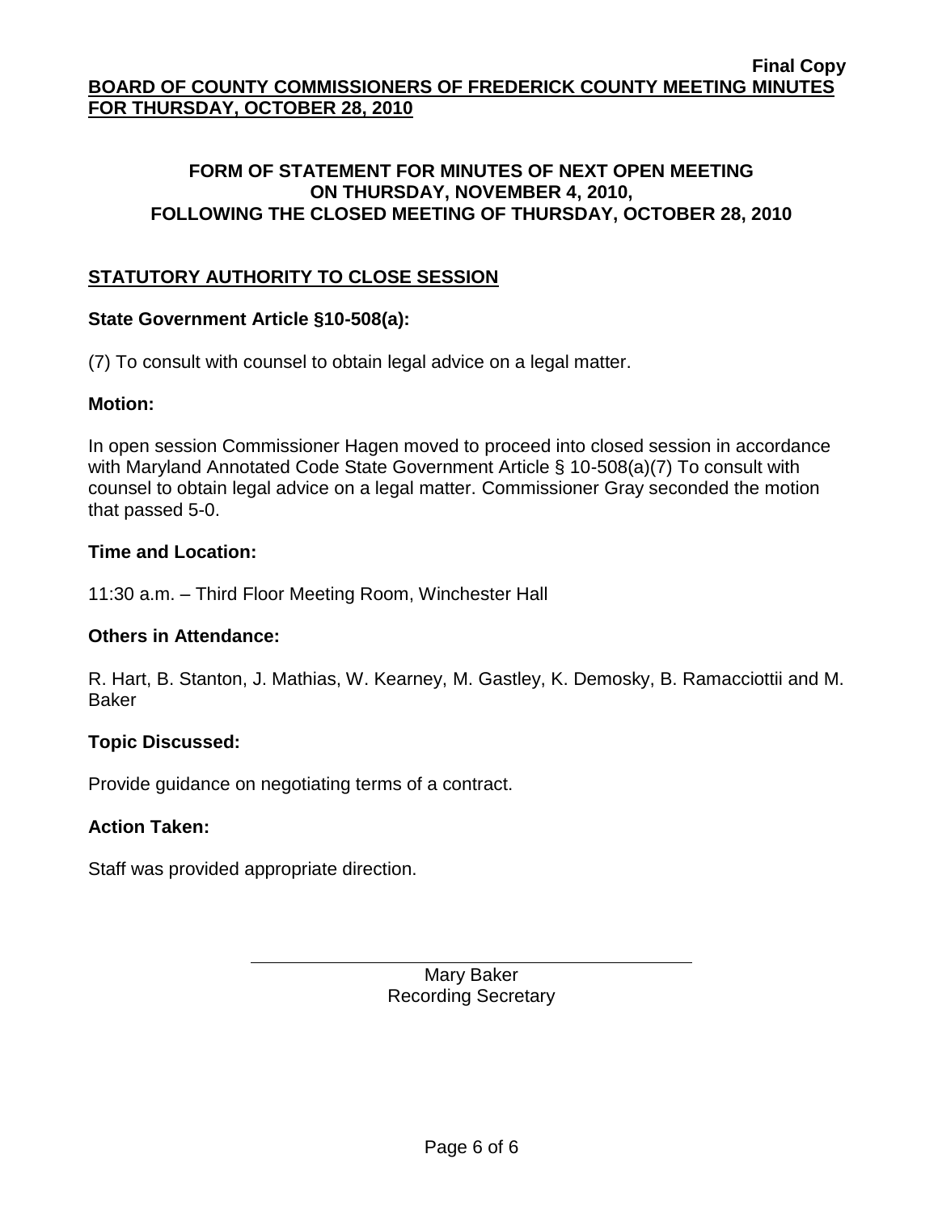**Final Copy**

**BOARD OF COUNTY COMMISSIONERS OF FREDERICK COUNTY MEETING MINUTES FOR THURSDAY, OCTOBER 28, 2010**

## FORM OF STATEMENT FOR MINUTES OF NEXT OPEN MEETING ON THURSDAY, NOVEMBER 4, 2010, FOLLOWING THE CLOSED MEETING OF THURSDAY, OCTOBER 28, 2010

## STATUTORY AUTHORITY TO CLOSE SESSION

### State Government Article §10-508(a):

(7) To consult with counsel to obtain legal advice on a legal matter.

### Motion:

In open session Commissioner Hagen moved to proceed into closed session in accordance with Maryland Annotated Code State Government Article § 10-508(a)(7) To consult with counsel to obtain legal advice on a legal matter. Commissioner Gray seconded the motion that passed 5-0.

### Time and Location:

11:30 a.m. – Third Floor Meeting Room, Winchester Hall

### Others in Attendance:

R. Hart, B. Stanton, J. Mathias, W. Kearney, M. Gastley, K. Demosky, B. Ramacciottii and M. Baker

### Topic Discussed:

Provide guidance on negotiating terms of a contract.

### Action Taken:

Staff was provided appropriate direction.

Mary Baker
Recording Secretary